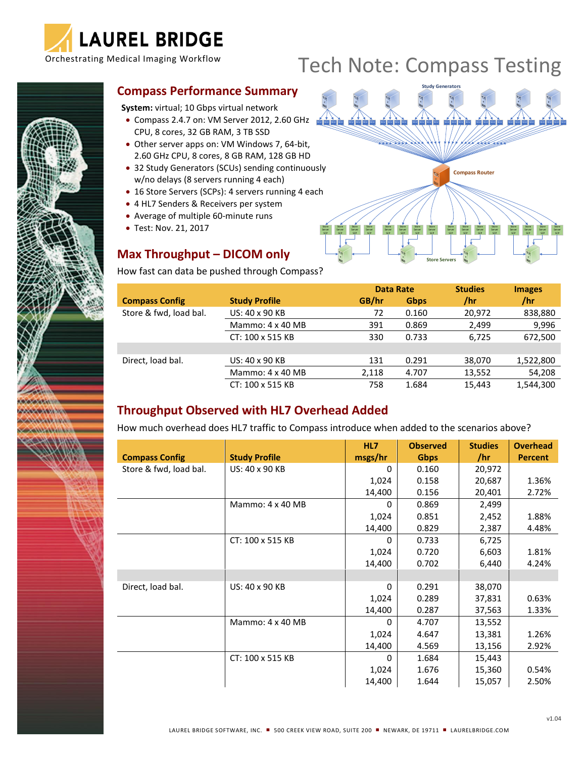# LAUREL BRIDGE

Orchestrating Medical Imaging Workflow

# Tech Note: Compass Testing

## Compass Performance Summary

**System:** virtual; 10 Gbps virtual network

- Compass 2.4.7 on: VM Server 2012, 2.60 GHz CPU, 8 cores, 32 GB RAM, 3 TB SSD
- Other server apps on: VM Windows 7, 64-bit, 2.60 GHz CPU, 8 cores, 8 GB RAM, 128 GB HD
- 32 Study Generators (SCUs) sending continuously w/no delays (8 servers running 4 each)
- 16 Store Servers (SCPs): 4 servers running 4 each
- 4 HL7 Senders & Receivers per system
- Average of multiple 60-minute runs
- Test: Nov. 21, 2017

## Max Throughput – DICOM only

How fast can data be pushed through Compass?

| Compass Config | Study Profile | Data Rate GB/hr | Data Rate Gbps | Studies /hr | Images /hr |
|---|---|---|---|---|---|
| Store & fwd, load bal. | US: 40 x 90 KB | 72 | 0.160 | 20,972 | 838,880 |
| | Mammo: 4 x 40 MB | 391 | 0.869 | 2,499 | 9,996 |
| | CT: 100 x 515 KB | 330 | 0.733 | 6,725 | 672,500 |
| | | | | | |
| Direct, load bal. | US: 40 x 90 KB | 131 | 0.291 | 38,070 | 1,522,800 |
| | Mammo: 4 x 40 MB | 2,118 | 4.707 | 13,552 | 54,208 |
| | CT: 100 x 515 KB | 758 | 1.684 | 15,443 | 1,544,300 |

## Throughput Observed with HL7 Overhead Added

How much overhead does HL7 traffic to Compass introduce when added to the scenarios above?

| Compass Config | Study Profile | HL7 msgs/hr | Observed Gbps | Studies /hr | Overhead Percent |
|---|---|---|---|---|---|
| Store & fwd, load bal. | US: 40 x 90 KB | 0 | 0.160 | 20,972 | |
| | | 1,024 | 0.158 | 20,687 | 1.36% |
| | | 14,400 | 0.156 | 20,401 | 2.72% |
| | Mammo: 4 x 40 MB | 0 | 0.869 | 2,499 | |
| | | 1,024 | 0.851 | 2,452 | 1.88% |
| | | 14,400 | 0.829 | 2,387 | 4.48% |
| | CT: 100 x 515 KB | 0 | 0.733 | 6,725 | |
| | | 1,024 | 0.720 | 6,603 | 1.81% |
| | | 14,400 | 0.702 | 6,440 | 4.24% |
| | | | | | |
| Direct, load bal. | US: 40 x 90 KB | 0 | 0.291 | 38,070 | |
| | | 1,024 | 0.289 | 37,831 | 0.63% |
| | | 14,400 | 0.287 | 37,563 | 1.33% |
| | Mammo: 4 x 40 MB | 0 | 4.707 | 13,552 | |
| | | 1,024 | 4.647 | 13,381 | 1.26% |
| | | 14,400 | 4.569 | 13,156 | 2.92% |
| | CT: 100 x 515 KB | 0 | 1.684 | 15,443 | |
| | | 1,024 | 1.676 | 15,360 | 0.54% |
| | | 14,400 | 1.644 | 15,057 | 2.50% |

v1.04

LAUREL BRIDGE SOFTWARE, INC. ■ 500 CREEK VIEW ROAD, SUITE 200 ■ NEWARK, DE 19711 ■ LAURELBRIDGE.COM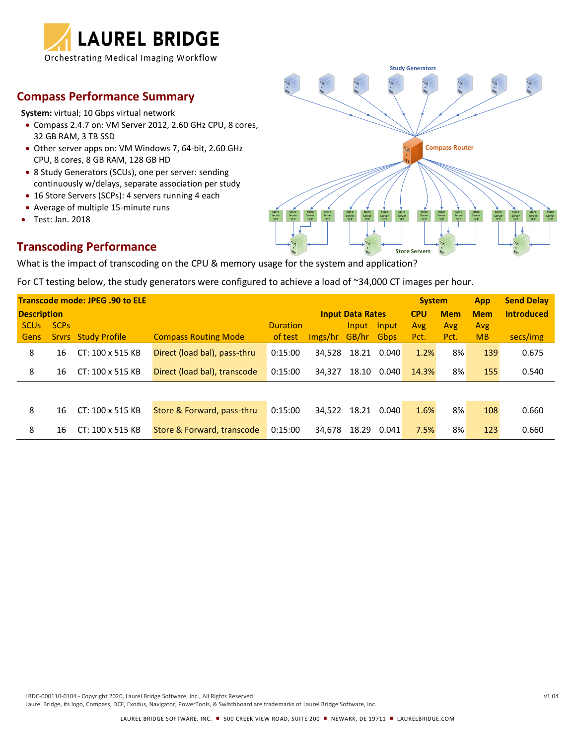# LAUREL BRIDGE

Orchestrating Medical Imaging Workflow

## Compass Performance Summary

**System:** virtual; 10 Gbps virtual network

- Compass 2.4.7 on: VM Server 2012, 2.60 GHz CPU, 8 cores, 32 GB RAM, 3 TB SSD
- Other server apps on: VM Windows 7, 64-bit, 2.60 GHz CPU, 8 cores, 8 GB RAM, 128 GB HD
- 8 Study Generators (SCUs), one per server: sending continuously w/delays, separate association per study
- 16 Store Servers (SCPs): 4 servers running 4 each
- Average of multiple 15-minute runs
- Test: Jan. 2018

Study Generators

Compass Router

Store Servers

## Transcoding Performance

What is the impact of transcoding on the CPU & memory usage for the system and application?

For CT testing below, the study generators were configured to achieve a load of ~34,000 CT images per hour.

| Transcode mode: JPEG .90 to ELE | | | | | | | | System | | App | Send Delay |
|---|---|---|---|---|---|---|---|---|---|---|---|
| Description | | | | | Input Data Rates | | | CPU | Mem | Mem | Introduced |
| SCUs Gens | SCPs Srvrs | Study Profile | Compass Routing Mode | Duration of test | Imgs/hr | Input GB/hr | Input Gbps | Avg Pct. | Avg Pct. | Avg MB | secs/img |
| 8 | 16 | CT: 100 x 515 KB | Direct (load bal), pass-thru | 0:15:00 | 34,528 | 18.21 | 0.040 | 1.2% | 8% | 139 | 0.675 |
| 8 | 16 | CT: 100 x 515 KB | Direct (load bal), transcode | 0:15:00 | 34,327 | 18.10 | 0.040 | 14.3% | 8% | 155 | 0.540 |
| | | | | | | | | | | | |
| 8 | 16 | CT: 100 x 515 KB | Store & Forward, pass-thru | 0:15:00 | 34,522 | 18.21 | 0.040 | 1.6% | 8% | 108 | 0.660 |
| 8 | 16 | CT: 100 x 515 KB | Store & Forward, transcode | 0:15:00 | 34,678 | 18.29 | 0.041 | 7.5% | 8% | 123 | 0.660 |

LBDC-000110-0104 - Copyright 2020, Laurel Bridge Software, Inc., All Rights Reserved.
Laurel Bridge, its logo, Compass, DCF, Exodus, Navigator, PowerTools, & Switchboard are trademarks of Laurel Bridge Software, Inc.

v1.04

LAUREL BRIDGE SOFTWARE, INC. ■ 500 CREEK VIEW ROAD, SUITE 200 ■ NEWARK, DE 19711 ■ LAURELBRIDGE.COM